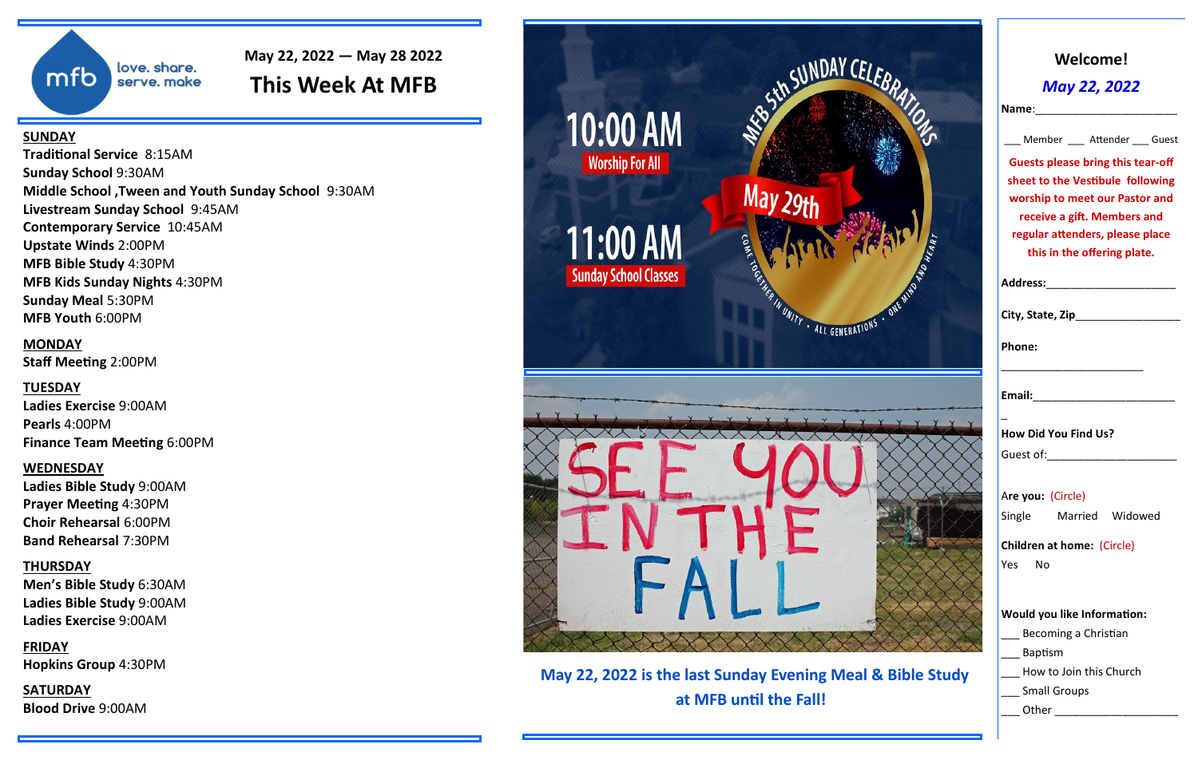mfb love. share. serve. make

May 22, 2022 — May 28 2022

# This Week At MFB

**SUNDAY**
**Traditional Service** 8:15AM
**Sunday School** 9:30AM
**Middle School ,Tween and Youth Sunday School** 9:30AM
**Livestream Sunday School** 9:45AM
**Contemporary Service** 10:45AM
**Upstate Winds** 2:00PM
**MFB Bible Study** 4:30PM
**MFB Kids Sunday Nights** 4:30PM
**Sunday Meal** 5:30PM
**MFB Youth** 6:00PM

**MONDAY**
**Staff Meeting** 2:00PM

**TUESDAY**
**Ladies Exercise** 9:00AM
**Pearls** 4:00PM
**Finance Team Meeting** 6:00PM

**WEDNESDAY**
**Ladies Bible Study** 9:00AM
**Prayer Meeting** 4:30PM
**Choir Rehearsal** 6:00PM
**Band Rehearsal** 7:30PM

**THURSDAY**
**Men's Bible Study** 6:30AM
**Ladies Bible Study** 9:00AM
**Ladies Exercise** 9:00AM

**FRIDAY**
**Hopkins Group** 4:30PM

**SATURDAY**
**Blood Drive** 9:00AM

10:00 AM
Worship For All

11:00 AM
Sunday School Classes

MFB 5th SUNDAY CELEBRATIONS
May 29th
COME TOGETHER IN UNITY • ALL GENERATIONS • ONE MIND AND HEART

SEE YOU IN THE FALL

**May 22, 2022 is the last Sunday Evening Meal & Bible Study at MFB until the Fall!**

## Welcome!

***May 22, 2022***

**Name**:_______________________

___ Member ___ Attender ___ Guest

**Guests please bring this tear-off sheet to the Vestibule following worship to meet our Pastor and receive a gift. Members and regular attenders, please place this in the offering plate.**

**Address:**_____________________

**City, State, Zip**_________________

**Phone:**
_______________________

**Email:**_______________________
_

**How Did You Find Us?**
Guest of:_____________________

**Are you:** (Circle)
Single Married Widowed

**Children at home:** (Circle)
Yes No

**Would you like Information:**
___ Becoming a Christian
___ Baptism
___ How to Join this Church
___ Small Groups
___ Other ____________________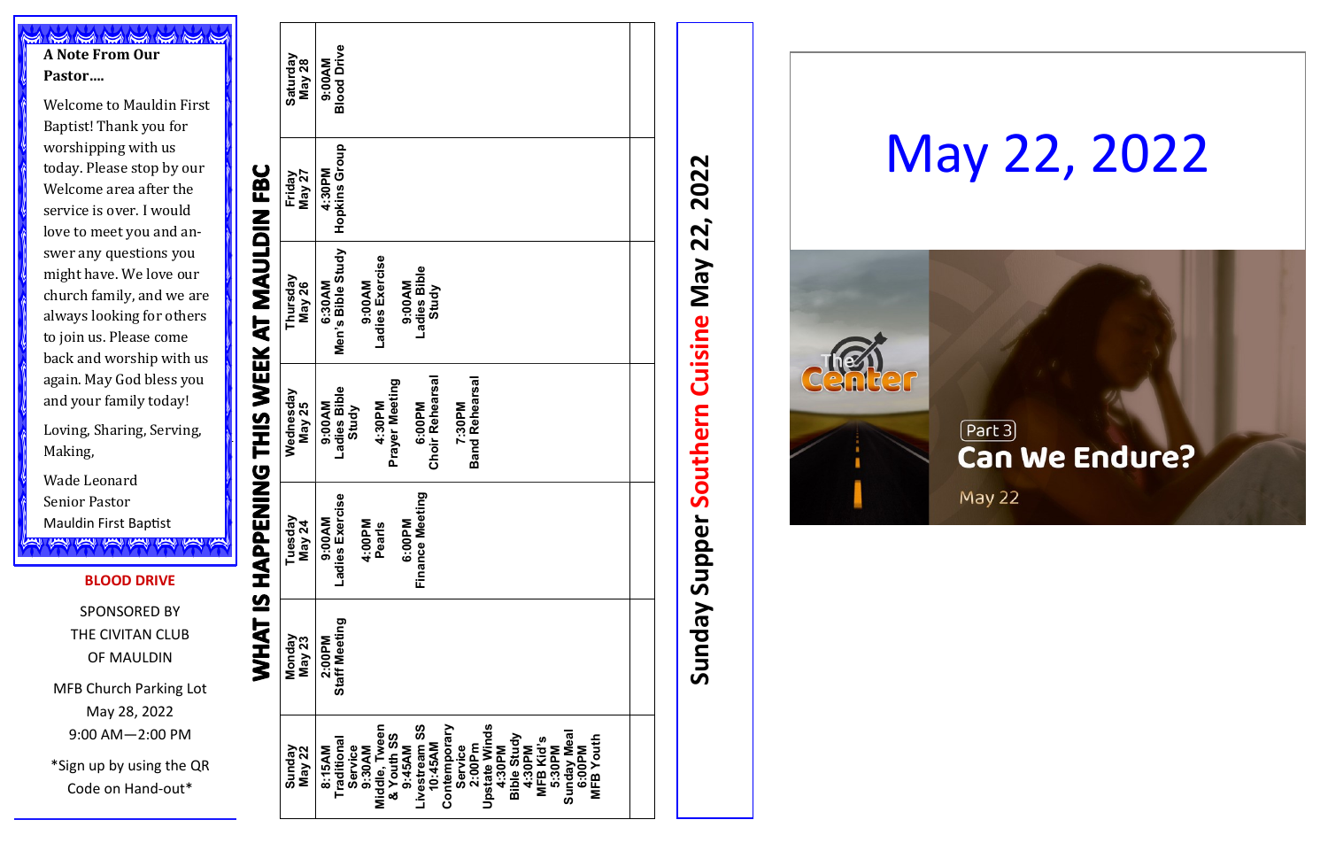**A Note From Our Pastor….**

Welcome to Mauldin First Baptist! Thank you for worshipping with us today. Please stop by our Welcome area after the service is over. I would love to meet you and answer any questions you might have. We love our church family, and we are always looking for others to join us. Please come back and worship with us again. May God bless you and your family today!

Loving, Sharing, Serving, Making,

Wade Leonard
Senior Pastor
Mauldin First Baptist

**BLOOD DRIVE**

SPONSORED BY
THE CIVITAN CLUB
OF MAULDIN

MFB Church Parking Lot
May 28, 2022
9:00 AM—2:00 PM

*Sign up by using the QR Code on Hand-out*

## WHAT IS HAPPENING THIS WEEK AT MAULDIN FBC

| Day | Events |
|---|---|
| Sunday May 22 | 8:15AM Traditional Service; 9:30AM Middle, Tween & Youth SS; 9:45AM Livestream SS; 10:45AM Contemporary Service; 2:00Pm Upstate Winds; 4:30PM Bible Study; 4:30PM MFB Kid's; 5:30PM Sunday Meal; 6:00PM MFB Youth |
| Monday May 23 | 2:00PM Staff Meeting |
| Tuesday May 24 | 9:00AM Ladies Exercise; 4:00PM Pearls; 6:00PM Finance Meeting |
| Wednesday May 25 | 9:00AM Ladies Bible Study; 4:30PM Prayer Meeting; 6:00PM Choir Rehearsal; 7:30PM Band Rehearsal |
| Thursday May 26 | 6:30AM Men's Bible Study; 9:00AM Ladies Exercise; 9:00AM Ladies Bible Study |
| Friday May 27 | 4:30PM Hopkins Group |
| Saturday May 28 | 9:00AM Blood Drive |

**Sunday Supper Southern Cuisine May 22, 2022**

# May 22, 2022

The Center

Part 3
**Can We Endure?**
May 22